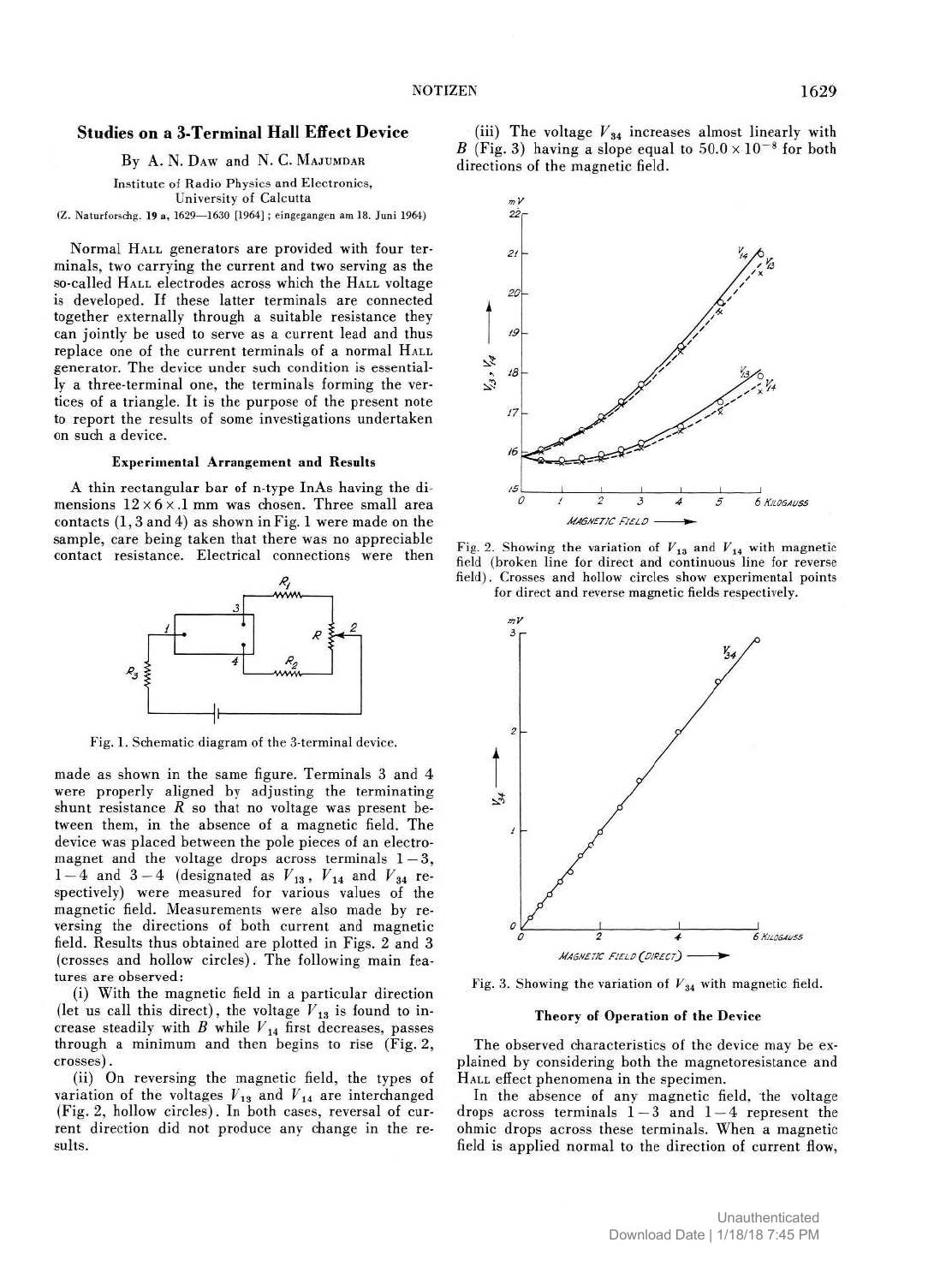## Studies on a 3-Terminal Hall Effect Device

By A. N. Daw and N. C. Majumdar

Institute of Radio Physics and Electronics, University of Calcutta

(Z. Naturforschg. **19 a**, 1629—1630 [1964]; eingegangen am 18. Juni 1964)

Normal Hall generators are provided with four terminals, two carrying the current and two serving as the so-called Hall electrodes across which the Hall voltage is developed. If these latter terminals are connected together externally through a suitable resistance they can jointly be used to serve as a current lead and thus replace one of the current terminals of a normal Hall generator. The device under such condition is essentially a three-terminal one, the terminals forming the vertices of a triangle. It is the purpose of the present note to report the results of some investigations undertaken on such a device.

### Experimental Arrangement and Results

A thin rectangular bar of n-type InAs having the dimensions $12 \times 6 \times .1$ mm was chosen. Three small area contacts (1, 3 and 4) as shown in Fig. 1 were made on the sample, care being taken that there was no appreciable contact resistance. Electrical connections were then made as shown in the same figure. Terminals 3 and 4 were properly aligned by adjusting the terminating shunt resistance $R$ so that no voltage was present between them, in the absence of a magnetic field. The device was placed between the pole pieces of an electromagnet and the voltage drops across terminals 1 − 3, 1 − 4 and 3 − 4 (designated as $V_{13}$, $V_{14}$ and $V_{34}$ respectively) were measured for various values of the magnetic field. Measurements were also made by reversing the directions of both current and magnetic field. Results thus obtained are plotted in Figs. 2 and 3 (crosses and hollow circles). The following main features are observed:

Fig. 1. Schematic diagram of the 3-terminal device.

(i) With the magnetic field in a particular direction (let us call this direct), the voltage $V_{13}$ is found to increase steadily with $B$ while $V_{14}$ first decreases, passes through a minimum and then begins to rise (Fig. 2, crosses).

(ii) On reversing the magnetic field, the types of variation of the voltages $V_{13}$ and $V_{14}$ are interchanged (Fig. 2, hollow circles). In both cases, reversal of current direction did not produce any change in the results.

(iii) The voltage $V_{34}$ increases almost linearly with $B$ (Fig. 3) having a slope equal to $50.0 \times 10^{-8}$ for both directions of the magnetic field.

Fig. 2. Showing the variation of $V_{13}$ and $V_{14}$ with magnetic field (broken line for direct and continuous line for reverse field). Crosses and hollow circles show experimental points for direct and reverse magnetic fields respectively.

Fig. 3. Showing the variation of $V_{34}$ with magnetic field.

### Theory of Operation of the Device

The observed characteristics of the device may be explained by considering both the magnetoresistance and Hall effect phenomena in the specimen.

In the absence of any magnetic field, the voltage drops across terminals 1 − 3 and 1 − 4 represent the ohmic drops across these terminals. When a magnetic field is applied normal to the direction of current flow,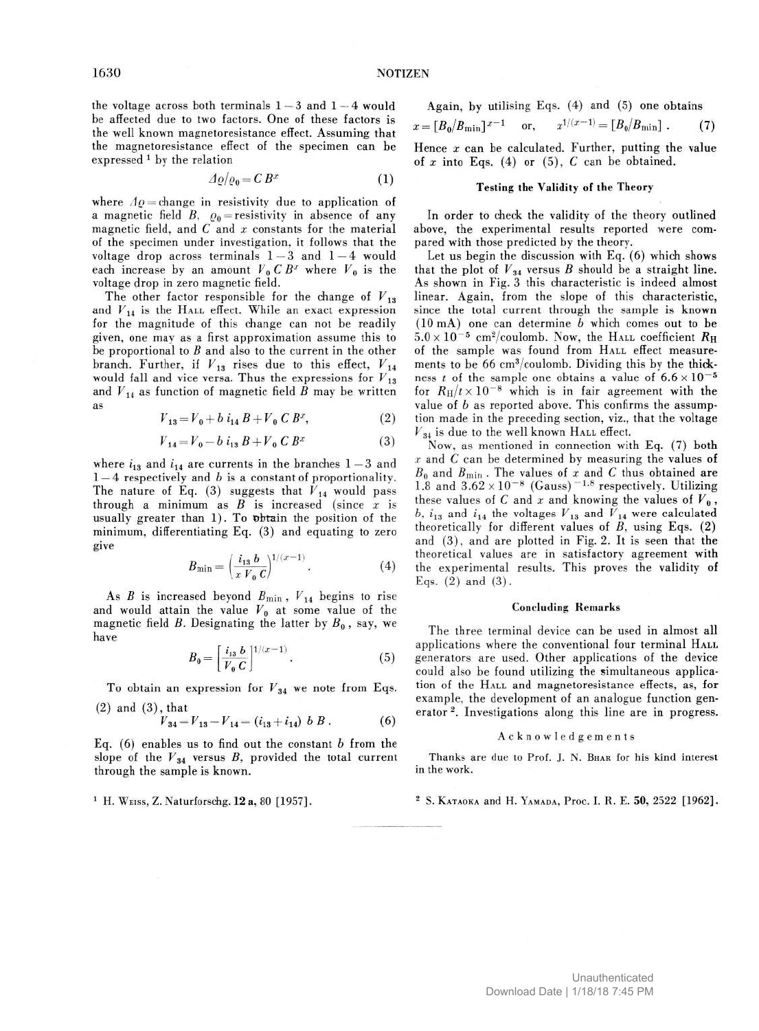the voltage across both terminals $1-3$ and $1-4$ would be affected due to two factors. One of these factors is the well known magnetoresistance effect. Assuming that the magnetoresistance effect of the specimen can be expressed [1] by the relation

$$\Delta\varrho/\varrho_0 = C\,B^x \tag{1}$$

where $\Delta\varrho$ = change in resistivity due to application of a magnetic field $B$, $\varrho_0$ = resistivity in absence of any magnetic field, and $C$ and $x$ constants for the material of the specimen under investigation, it follows that the voltage drop across terminals $1-3$ and $1-4$ would each increase by an amount $V_0\,C\,B^x$ where $V_0$ is the voltage drop in zero magnetic field.

The other factor responsible for the change of $V_{13}$ and $V_{14}$ is the HALL effect. While an exact expression for the magnitude of this change can not be readily given, one may as a first approximation assume this to be proportional to $B$ and also to the current in the other branch. Further, if $V_{13}$ rises due to this effect, $V_{14}$ would fall and vice versa. Thus the expressions for $V_{13}$ and $V_{14}$ as function of magnetic field $B$ may be written as

$$V_{13} = V_0 + b\,i_{14}\,B + V_0\,C\,B^x, \tag{2}$$

$$V_{14} = V_0 - b\,i_{13}\,B + V_0\,C\,B^x \tag{3}$$

where $i_{13}$ and $i_{14}$ are currents in the branches $1-3$ and $1-4$ respectively and $b$ is a constant of proportionality. The nature of Eq. (3) suggests that $V_{14}$ would pass through a minimum as $B$ is increased (since $x$ is usually greater than 1). To obtain the position of the minimum, differentiating Eq. (3) and equating to zero give

$$B_{\min} = \left(\frac{i_{13}\,b}{x\,V_0\,C}\right)^{1/(x-1)}. \tag{4}$$

As $B$ is increased beyond $B_{\min}$, $V_{14}$ begins to rise and would attain the value $V_0$ at some value of the magnetic field $B$. Designating the latter by $B_0$, say, we have

$$B_0 = \left[\frac{i_{13}\,b}{V_0\,C}\right]^{1/(x-1)}. \tag{5}$$

To obtain an expression for $V_{34}$ we note from Eqs. (2) and (3), that

$$V_{34} = V_{13} - V_{14} = (i_{13} + i_{14})\;b\,B\,. \tag{6}$$

Eq. (6) enables us to find out the constant $b$ from the slope of the $V_{34}$ versus $B$, provided the total current through the sample is known.

Again, by utilising Eqs. (4) and (5) one obtains

$$x = [B_0/B_{\min}]^{x-1} \quad \text{or,} \quad x^{1/(x-1)} = [B_0/B_{\min}]\,. \tag{7}$$

Hence $x$ can be calculated. Further, putting the value of $x$ into Eqs. (4) or (5), $C$ can be obtained.

### Testing the Validity of the Theory

In order to check the validity of the theory outlined above, the experimental results reported were compared with those predicted by the theory.

Let us begin the discussion with Eq. (6) which shows that the plot of $V_{34}$ versus $B$ should be a straight line. As shown in Fig. 3 this characteristic is indeed almost linear. Again, from the slope of this characteristic, since the total current through the sample is known (10 mA) one can determine $b$ which comes out to be $5.0 \times 10^{-5}$ cm²/coulomb. Now, the HALL coefficient $R_{\text{H}}$ of the sample was found from HALL effect measurements to be 66 cm³/coulomb. Dividing this by the thickness $t$ of the sample one obtains a value of $6.6 \times 10^{-5}$ for $R_{\text{H}}/t \times 10^{-8}$ which is in fair agreement with the value of $b$ as reported above. This confirms the assumption made in the preceding section, viz., that the voltage $V_{34}$ is due to the well known HALL effect.

Now, as mentioned in connection with Eq. (7) both $x$ and $C$ can be determined by measuring the values of $B_0$ and $B_{\min}$. The values of $x$ and $C$ thus obtained are 1.8 and $3.62 \times 10^{-8}$ (Gauss)$^{-1.8}$ respectively. Utilizing these values of $C$ and $x$ and knowing the values of $V_0$, $b$, $i_{13}$ and $i_{14}$ the voltages $V_{13}$ and $V_{14}$ were calculated theoretically for different values of $B$, using Eqs. (2) and (3), and are plotted in Fig. 2. It is seen that the theoretical values are in satisfactory agreement with the experimental results. This proves the validity of Eqs. (2) and (3).

### Concluding Remarks

The three terminal device can be used in almost all applications where the conventional four terminal HALL generators are used. Other applications of the device could also be found utilizing the simultaneous application of the HALL and magnetoresistance effects, as, for example, the development of an analogue function generator [2]. Investigations along this line are in progress.

### Acknowledgements

Thanks are due to Prof. J. N. BHAR for his kind interest in the work.

[1] H. WEISS, Z. Naturforschg. **12 a**, 80 [1957].

[2] S. KATAOKA and H. YAMADA, Proc. I. R. E. **50**, 2522 [1962].